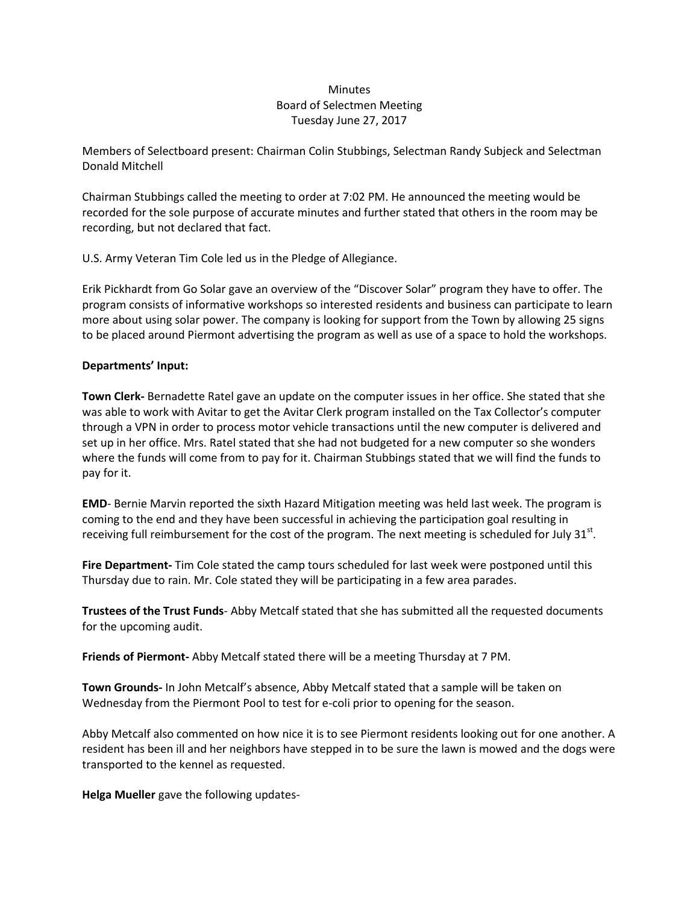Minutes
Board of Selectmen Meeting
Tuesday June 27, 2017

Members of Selectboard present: Chairman Colin Stubbings, Selectman Randy Subjeck and Selectman Donald Mitchell

Chairman Stubbings called the meeting to order at 7:02 PM. He announced the meeting would be recorded for the sole purpose of accurate minutes and further stated that others in the room may be recording, but not declared that fact.

U.S. Army Veteran Tim Cole led us in the Pledge of Allegiance.

Erik Pickhardt from Go Solar gave an overview of the "Discover Solar" program they have to offer. The program consists of informative workshops so interested residents and business can participate to learn more about using solar power. The company is looking for support from the Town by allowing 25 signs to be placed around Piermont advertising the program as well as use of a space to hold the workshops.

**Departments' Input:**

**Town Clerk-** Bernadette Ratel gave an update on the computer issues in her office. She stated that she was able to work with Avitar to get the Avitar Clerk program installed on the Tax Collector's computer through a VPN in order to process motor vehicle transactions until the new computer is delivered and set up in her office. Mrs. Ratel stated that she had not budgeted for a new computer so she wonders where the funds will come from to pay for it. Chairman Stubbings stated that we will find the funds to pay for it.

**EMD**- Bernie Marvin reported the sixth Hazard Mitigation meeting was held last week. The program is coming to the end and they have been successful in achieving the participation goal resulting in receiving full reimbursement for the cost of the program. The next meeting is scheduled for July 31st.

**Fire Department-** Tim Cole stated the camp tours scheduled for last week were postponed until this Thursday due to rain. Mr. Cole stated they will be participating in a few area parades.

**Trustees of the Trust Funds**- Abby Metcalf stated that she has submitted all the requested documents for the upcoming audit.

**Friends of Piermont-** Abby Metcalf stated there will be a meeting Thursday at 7 PM.

**Town Grounds-** In John Metcalf's absence, Abby Metcalf stated that a sample will be taken on Wednesday from the Piermont Pool to test for e-coli prior to opening for the season.

Abby Metcalf also commented on how nice it is to see Piermont residents looking out for one another. A resident has been ill and her neighbors have stepped in to be sure the lawn is mowed and the dogs were transported to the kennel as requested.

**Helga Mueller** gave the following updates-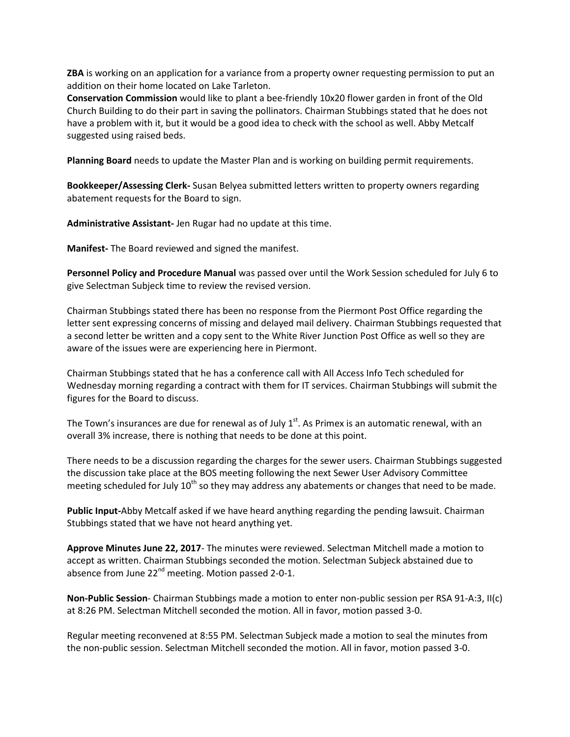**ZBA** is working on an application for a variance from a property owner requesting permission to put an addition on their home located on Lake Tarleton.
**Conservation Commission** would like to plant a bee-friendly 10x20 flower garden in front of the Old Church Building to do their part in saving the pollinators. Chairman Stubbings stated that he does not have a problem with it, but it would be a good idea to check with the school as well. Abby Metcalf suggested using raised beds.

**Planning Board** needs to update the Master Plan and is working on building permit requirements.

**Bookkeeper/Assessing Clerk-** Susan Belyea submitted letters written to property owners regarding abatement requests for the Board to sign.

**Administrative Assistant-** Jen Rugar had no update at this time.

**Manifest-** The Board reviewed and signed the manifest.

**Personnel Policy and Procedure Manual** was passed over until the Work Session scheduled for July 6 to give Selectman Subjeck time to review the revised version.

Chairman Stubbings stated there has been no response from the Piermont Post Office regarding the letter sent expressing concerns of missing and delayed mail delivery. Chairman Stubbings requested that a second letter be written and a copy sent to the White River Junction Post Office as well so they are aware of the issues were are experiencing here in Piermont.

Chairman Stubbings stated that he has a conference call with All Access Info Tech scheduled for Wednesday morning regarding a contract with them for IT services. Chairman Stubbings will submit the figures for the Board to discuss.

The Town's insurances are due for renewal as of July 1st. As Primex is an automatic renewal, with an overall 3% increase, there is nothing that needs to be done at this point.

There needs to be a discussion regarding the charges for the sewer users. Chairman Stubbings suggested the discussion take place at the BOS meeting following the next Sewer User Advisory Committee meeting scheduled for July 10th so they may address any abatements or changes that need to be made.

**Public Input-**Abby Metcalf asked if we have heard anything regarding the pending lawsuit. Chairman Stubbings stated that we have not heard anything yet.

**Approve Minutes June 22, 2017**- The minutes were reviewed. Selectman Mitchell made a motion to accept as written. Chairman Stubbings seconded the motion. Selectman Subjeck abstained due to absence from June 22nd meeting. Motion passed 2-0-1.

**Non-Public Session**- Chairman Stubbings made a motion to enter non-public session per RSA 91-A:3, II(c) at 8:26 PM. Selectman Mitchell seconded the motion. All in favor, motion passed 3-0.

Regular meeting reconvened at 8:55 PM. Selectman Subjeck made a motion to seal the minutes from the non-public session. Selectman Mitchell seconded the motion. All in favor, motion passed 3-0.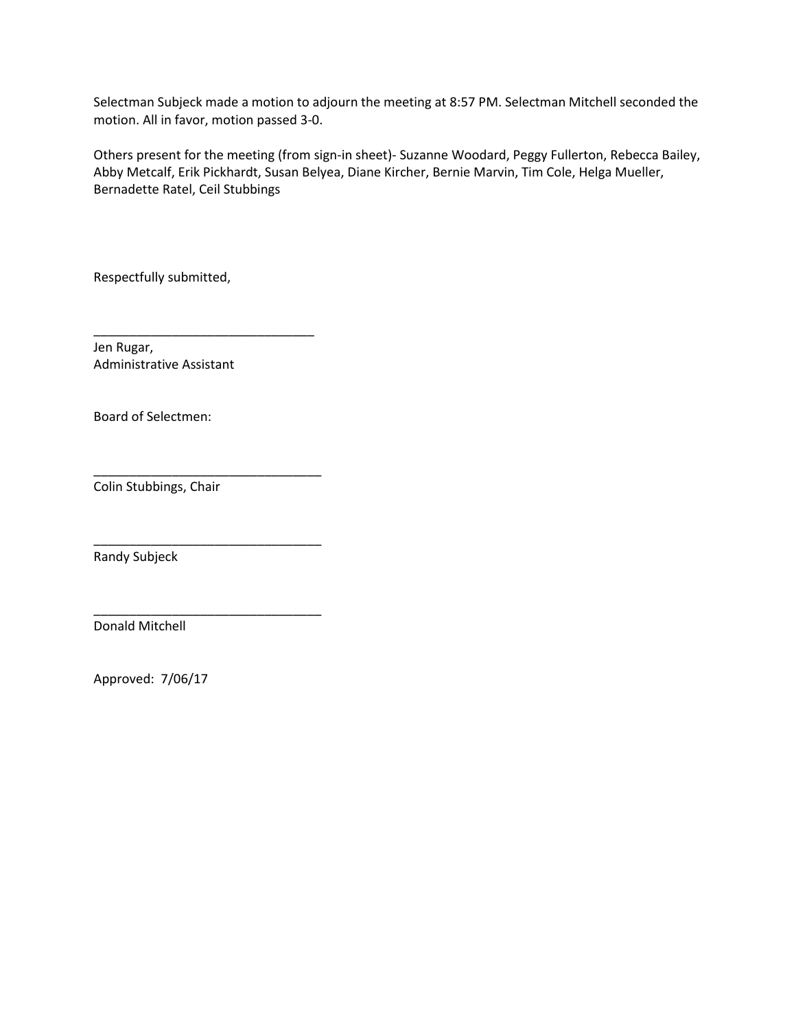Selectman Subjeck made a motion to adjourn the meeting at 8:57 PM. Selectman Mitchell seconded the motion. All in favor, motion passed 3-0.

Others present for the meeting (from sign-in sheet)- Suzanne Woodard, Peggy Fullerton, Rebecca Bailey, Abby Metcalf, Erik Pickhardt, Susan Belyea, Diane Kircher, Bernie Marvin, Tim Cole, Helga Mueller, Bernadette Ratel, Ceil Stubbings

Respectfully submitted,

_______________________________
Jen Rugar,
Administrative Assistant

Board of Selectmen:

________________________________
Colin Stubbings, Chair

________________________________
Randy Subjeck

________________________________
Donald Mitchell

Approved: 7/06/17